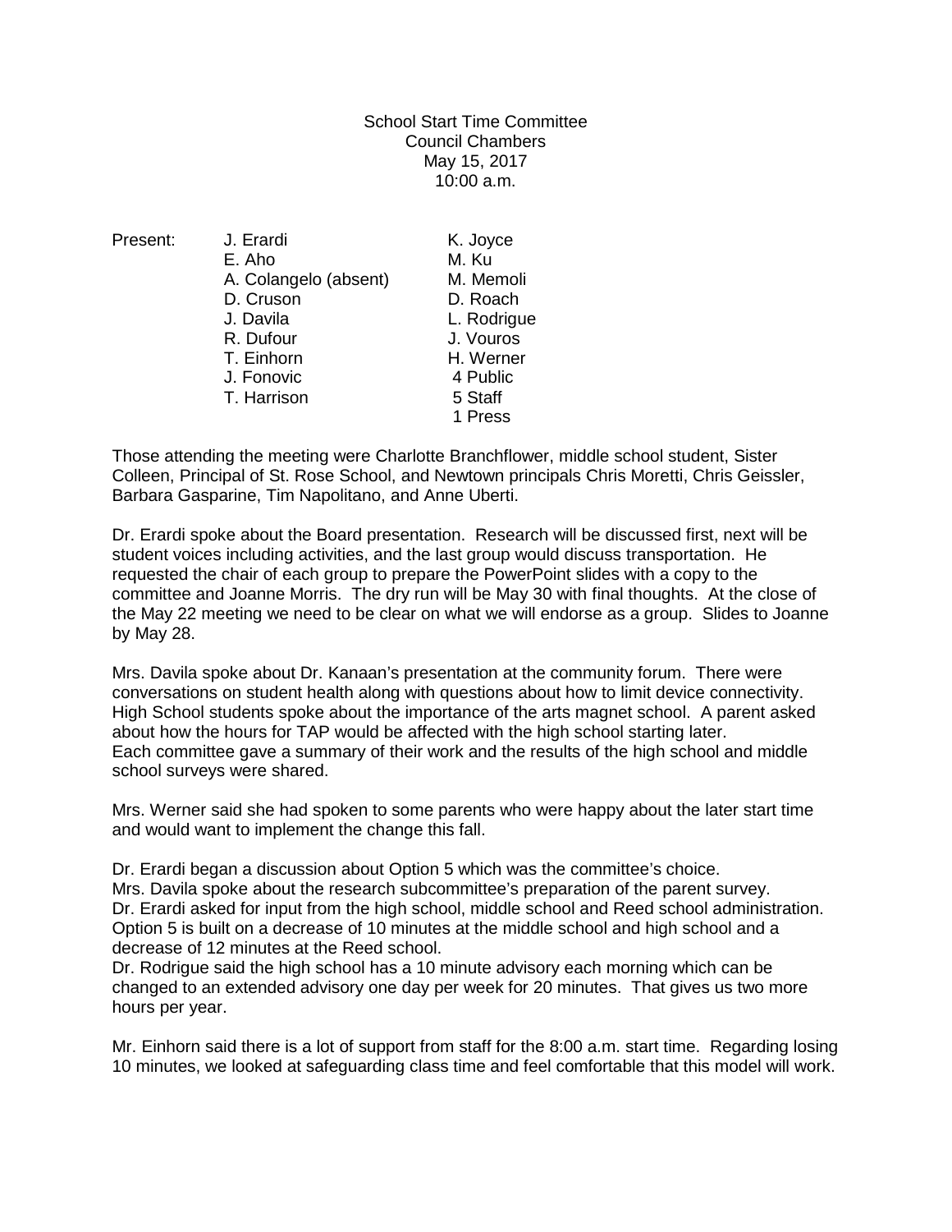School Start Time Committee
Council Chambers
May 15, 2017
10:00 a.m.

| Present: | | |
|---|---|---|
| | J. Erardi | K. Joyce |
| | E. Aho | M. Ku |
| | A. Colangelo (absent) | M. Memoli |
| | D. Cruson | D. Roach |
| | J. Davila | L. Rodrigue |
| | R. Dufour | J. Vouros |
| | T. Einhorn | H. Werner |
| | J. Fonovic | 4 Public |
| | T. Harrison | 5 Staff |
| | | 1 Press |

Those attending the meeting were Charlotte Branchflower, middle school student, Sister Colleen, Principal of St. Rose School, and Newtown principals Chris Moretti, Chris Geissler, Barbara Gasparine, Tim Napolitano, and Anne Uberti.

Dr. Erardi spoke about the Board presentation. Research will be discussed first, next will be student voices including activities, and the last group would discuss transportation. He requested the chair of each group to prepare the PowerPoint slides with a copy to the committee and Joanne Morris. The dry run will be May 30 with final thoughts. At the close of the May 22 meeting we need to be clear on what we will endorse as a group. Slides to Joanne by May 28.

Mrs. Davila spoke about Dr. Kanaan's presentation at the community forum. There were conversations on student health along with questions about how to limit device connectivity. High School students spoke about the importance of the arts magnet school. A parent asked about how the hours for TAP would be affected with the high school starting later. Each committee gave a summary of their work and the results of the high school and middle school surveys were shared.

Mrs. Werner said she had spoken to some parents who were happy about the later start time and would want to implement the change this fall.

Dr. Erardi began a discussion about Option 5 which was the committee's choice.
Mrs. Davila spoke about the research subcommittee's preparation of the parent survey.
Dr. Erardi asked for input from the high school, middle school and Reed school administration. Option 5 is built on a decrease of 10 minutes at the middle school and high school and a decrease of 12 minutes at the Reed school.
Dr. Rodrigue said the high school has a 10 minute advisory each morning which can be changed to an extended advisory one day per week for 20 minutes. That gives us two more hours per year.

Mr. Einhorn said there is a lot of support from staff for the 8:00 a.m. start time. Regarding losing 10 minutes, we looked at safeguarding class time and feel comfortable that this model will work.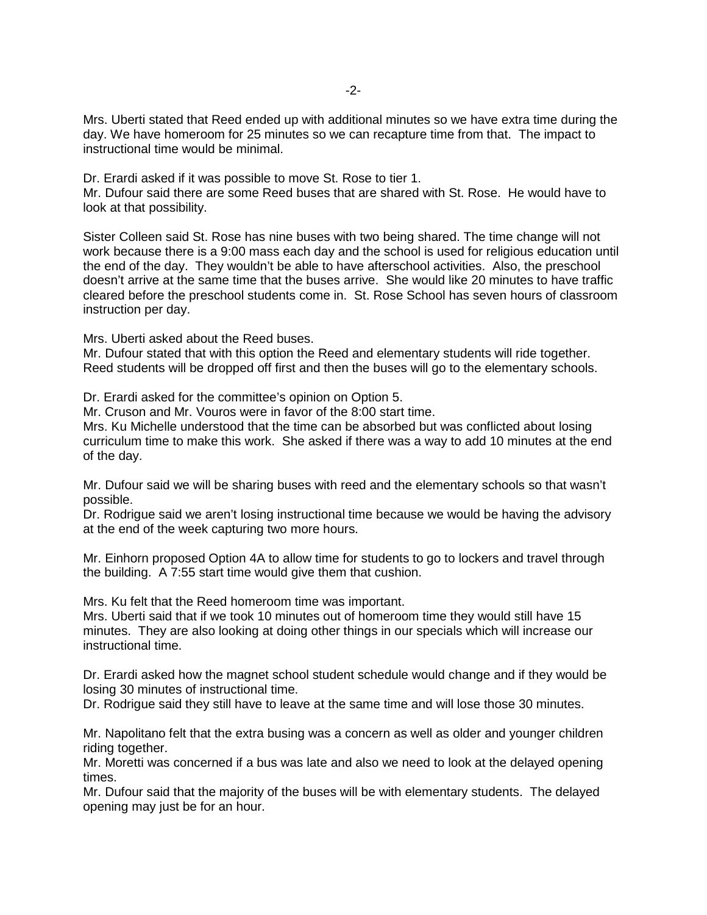Mrs. Uberti stated that Reed ended up with additional minutes so we have extra time during the day. We have homeroom for 25 minutes so we can recapture time from that. The impact to instructional time would be minimal.

Dr. Erardi asked if it was possible to move St. Rose to tier 1.
Mr. Dufour said there are some Reed buses that are shared with St. Rose. He would have to look at that possibility.

Sister Colleen said St. Rose has nine buses with two being shared. The time change will not work because there is a 9:00 mass each day and the school is used for religious education until the end of the day. They wouldn't be able to have afterschool activities. Also, the preschool doesn't arrive at the same time that the buses arrive. She would like 20 minutes to have traffic cleared before the preschool students come in. St. Rose School has seven hours of classroom instruction per day.

Mrs. Uberti asked about the Reed buses.
Mr. Dufour stated that with this option the Reed and elementary students will ride together. Reed students will be dropped off first and then the buses will go to the elementary schools.

Dr. Erardi asked for the committee's opinion on Option 5.
Mr. Cruson and Mr. Vouros were in favor of the 8:00 start time.
Mrs. Ku Michelle understood that the time can be absorbed but was conflicted about losing curriculum time to make this work. She asked if there was a way to add 10 minutes at the end of the day.

Mr. Dufour said we will be sharing buses with reed and the elementary schools so that wasn't possible.
Dr. Rodrigue said we aren't losing instructional time because we would be having the advisory at the end of the week capturing two more hours.

Mr. Einhorn proposed Option 4A to allow time for students to go to lockers and travel through the building. A 7:55 start time would give them that cushion.

Mrs. Ku felt that the Reed homeroom time was important.
Mrs. Uberti said that if we took 10 minutes out of homeroom time they would still have 15 minutes. They are also looking at doing other things in our specials which will increase our instructional time.

Dr. Erardi asked how the magnet school student schedule would change and if they would be losing 30 minutes of instructional time.
Dr. Rodrigue said they still have to leave at the same time and will lose those 30 minutes.

Mr. Napolitano felt that the extra busing was a concern as well as older and younger children riding together.
Mr. Moretti was concerned if a bus was late and also we need to look at the delayed opening times.
Mr. Dufour said that the majority of the buses will be with elementary students. The delayed opening may just be for an hour.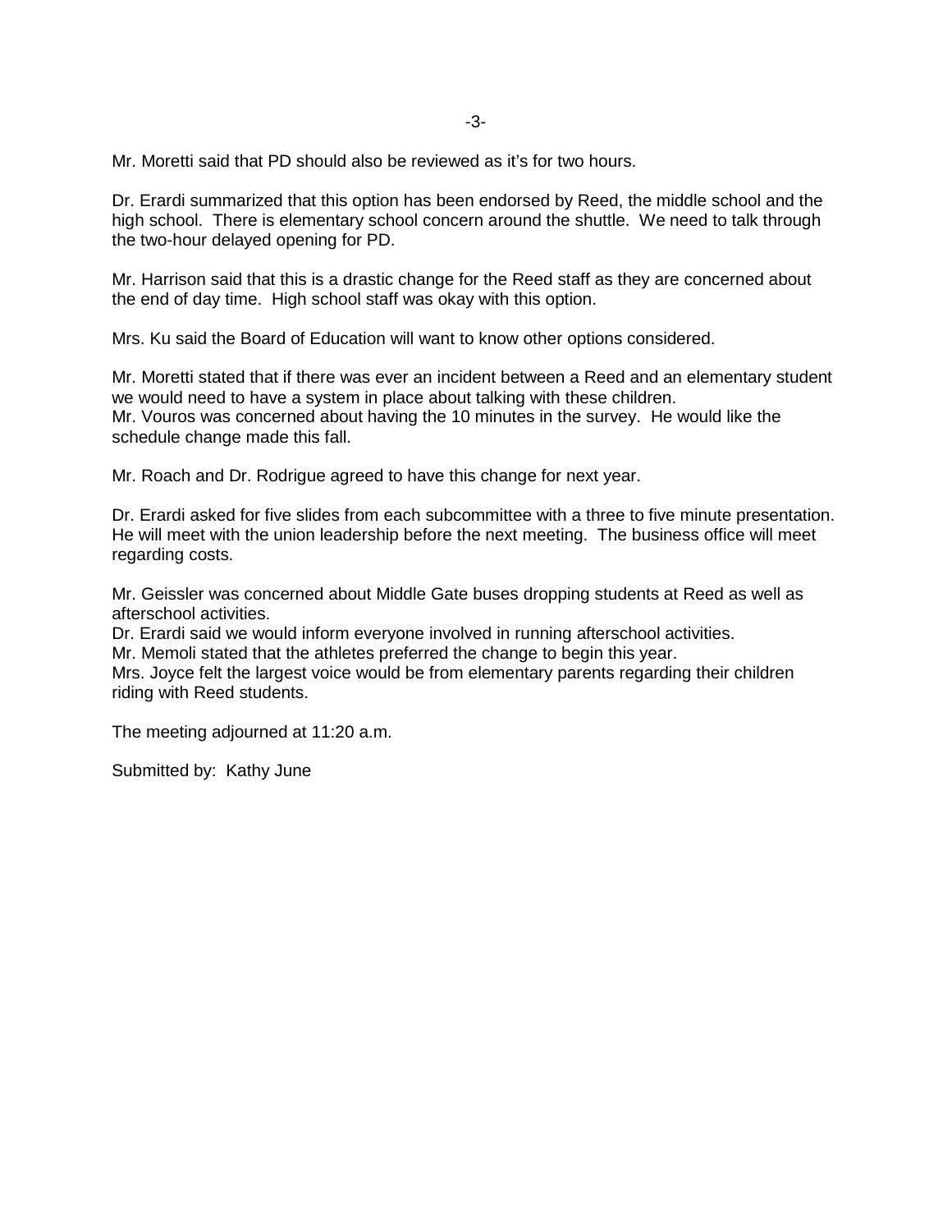Mr. Moretti said that PD should also be reviewed as it's for two hours.

Dr. Erardi summarized that this option has been endorsed by Reed, the middle school and the high school. There is elementary school concern around the shuttle. We need to talk through the two-hour delayed opening for PD.

Mr. Harrison said that this is a drastic change for the Reed staff as they are concerned about the end of day time. High school staff was okay with this option.

Mrs. Ku said the Board of Education will want to know other options considered.

Mr. Moretti stated that if there was ever an incident between a Reed and an elementary student we would need to have a system in place about talking with these children.
Mr. Vouros was concerned about having the 10 minutes in the survey. He would like the schedule change made this fall.

Mr. Roach and Dr. Rodrigue agreed to have this change for next year.

Dr. Erardi asked for five slides from each subcommittee with a three to five minute presentation. He will meet with the union leadership before the next meeting. The business office will meet regarding costs.

Mr. Geissler was concerned about Middle Gate buses dropping students at Reed as well as afterschool activities.
Dr. Erardi said we would inform everyone involved in running afterschool activities.
Mr. Memoli stated that the athletes preferred the change to begin this year.
Mrs. Joyce felt the largest voice would be from elementary parents regarding their children riding with Reed students.

The meeting adjourned at 11:20 a.m.

Submitted by: Kathy June